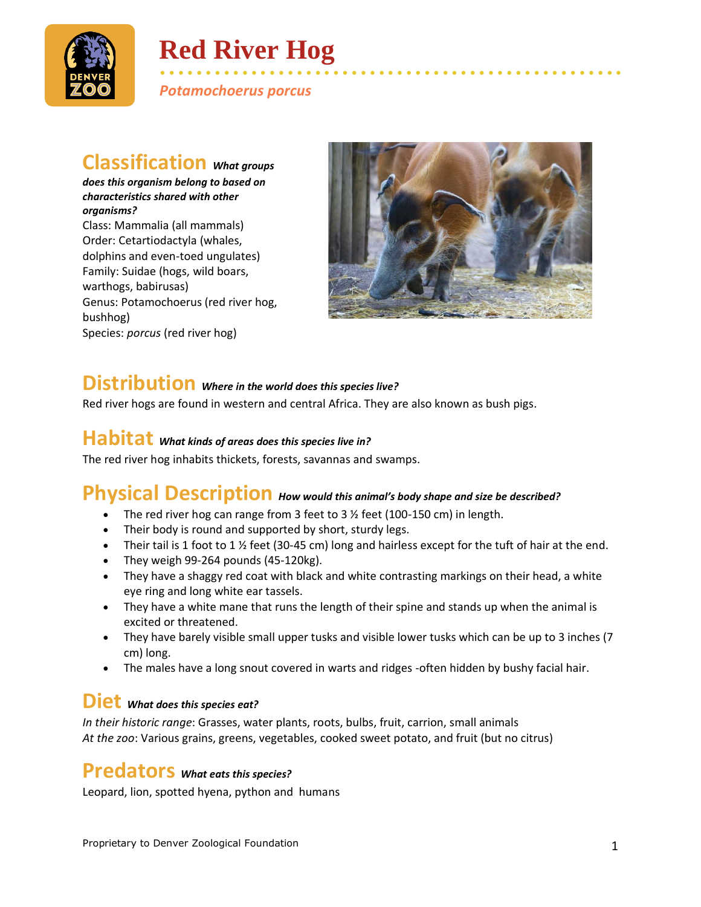# Red River Hog

*Potamochoerus porcus*

## Classification *What groups does this organism belong to based on characteristics shared with other organisms?*

Class: Mammalia (all mammals)
Order: Cetartiodactyla (whales, dolphins and even-toed ungulates)
Family: Suidae (hogs, wild boars, warthogs, babirusas)
Genus: Potamochoerus (red river hog, bushhog)
Species: *porcus* (red river hog)

## Distribution *Where in the world does this species live?*

Red river hogs are found in western and central Africa. They are also known as bush pigs.

## Habitat *What kinds of areas does this species live in?*

The red river hog inhabits thickets, forests, savannas and swamps.

## Physical Description *How would this animal's body shape and size be described?*

- The red river hog can range from 3 feet to 3 ½ feet (100-150 cm) in length.
- Their body is round and supported by short, sturdy legs.
- Their tail is 1 foot to 1 ½ feet (30-45 cm) long and hairless except for the tuft of hair at the end.
- They weigh 99-264 pounds (45-120kg).
- They have a shaggy red coat with black and white contrasting markings on their head, a white eye ring and long white ear tassels.
- They have a white mane that runs the length of their spine and stands up when the animal is excited or threatened.
- They have barely visible small upper tusks and visible lower tusks which can be up to 3 inches (7 cm) long.
- The males have a long snout covered in warts and ridges -often hidden by bushy facial hair.

## Diet *What does this species eat?*

*In their historic range*: Grasses, water plants, roots, bulbs, fruit, carrion, small animals
*At the zoo*: Various grains, greens, vegetables, cooked sweet potato, and fruit (but no citrus)

## Predators *What eats this species?*

Leopard, lion, spotted hyena, python and humans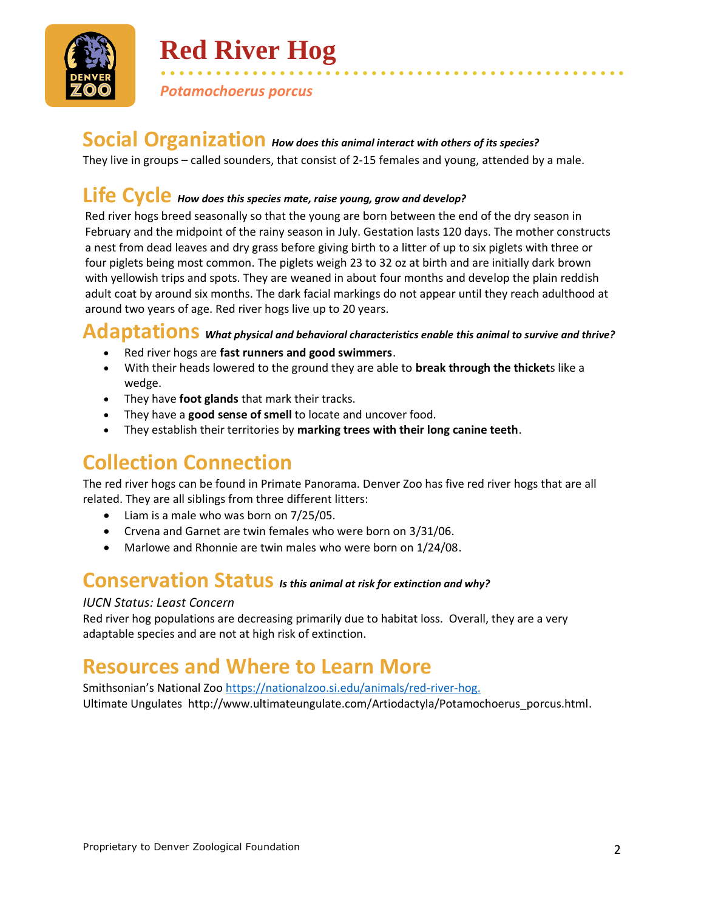# Red River Hog

*Potamochoerus porcus*

## Social Organization *How does this animal interact with others of its species?*

They live in groups – called sounders, that consist of 2-15 females and young, attended by a male.

## Life Cycle *How does this species mate, raise young, grow and develop?*

Red river hogs breed seasonally so that the young are born between the end of the dry season in February and the midpoint of the rainy season in July. Gestation lasts 120 days. The mother constructs a nest from dead leaves and dry grass before giving birth to a litter of up to six piglets with three or four piglets being most common. The piglets weigh 23 to 32 oz at birth and are initially dark brown with yellowish trips and spots. They are weaned in about four months and develop the plain reddish adult coat by around six months. The dark facial markings do not appear until they reach adulthood at around two years of age. Red river hogs live up to 20 years.

## Adaptations *What physical and behavioral characteristics enable this animal to survive and thrive?*

- Red river hogs are **fast runners and good swimmers**.
- With their heads lowered to the ground they are able to **break through the thicket**s like a wedge.
- They have **foot glands** that mark their tracks.
- They have a **good sense of smell** to locate and uncover food.
- They establish their territories by **marking trees with their long canine teeth**.

## Collection Connection

The red river hogs can be found in Primate Panorama. Denver Zoo has five red river hogs that are all related. They are all siblings from three different litters:

- Liam is a male who was born on 7/25/05.
- Crvena and Garnet are twin females who were born on 3/31/06.
- Marlowe and Rhonnie are twin males who were born on 1/24/08.

## Conservation Status *Is this animal at risk for extinction and why?*

*IUCN Status: Least Concern*

Red river hog populations are decreasing primarily due to habitat loss. Overall, they are a very adaptable species and are not at high risk of extinction.

## Resources and Where to Learn More

Smithsonian's National Zoo [https://nationalzoo.si.edu/animals/red-river-hog.](https://nationalzoo.si.edu/animals/red-river-hog)

Ultimate Ungulates http://www.ultimateungulate.com/Artiodactyla/Potamochoerus_porcus.html.

Proprietary to Denver Zoological Foundation